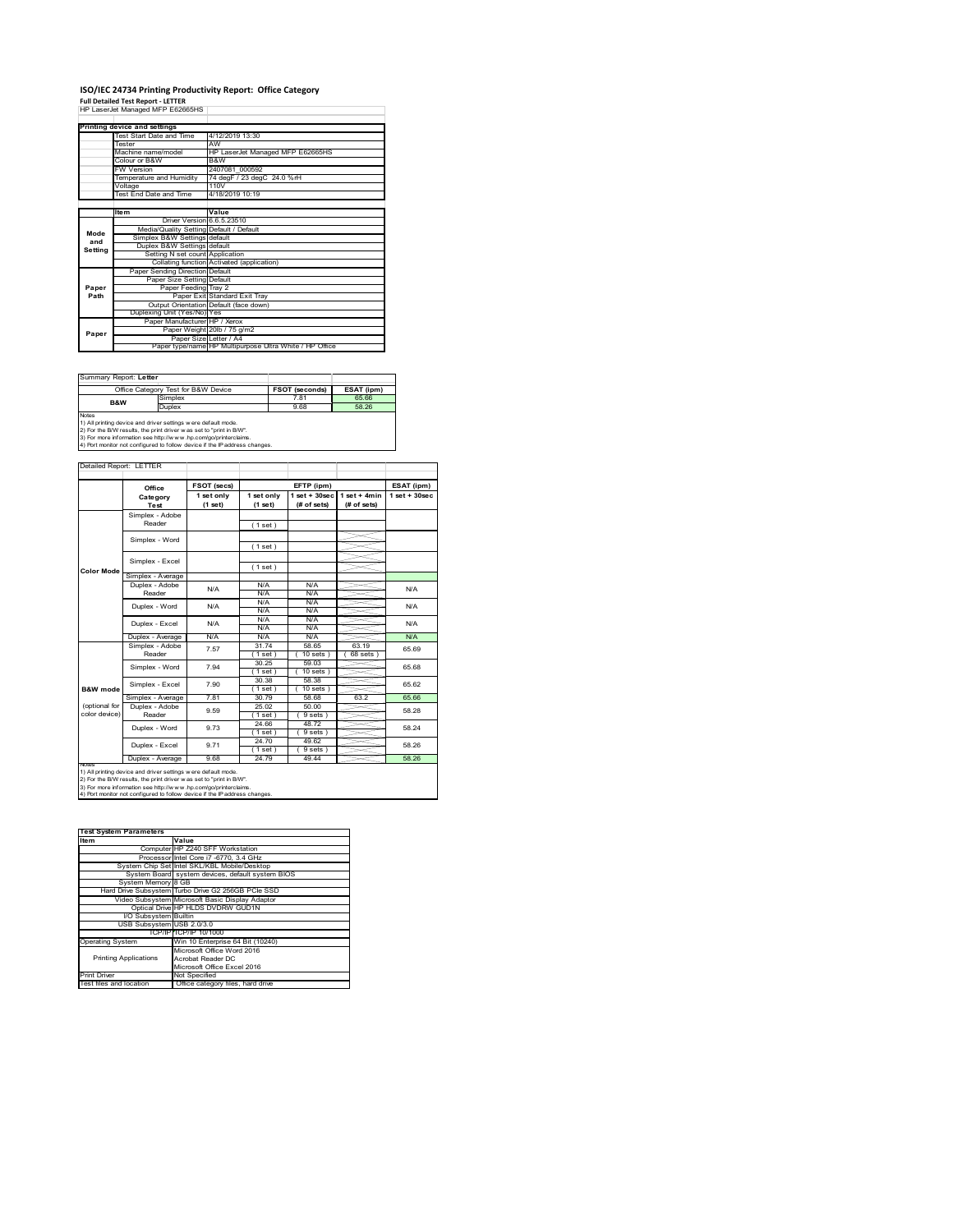# ISO/IEC 24734 Printing Productivity Report: Office Category

**Full Detailed Test Report - LETTER**

HP LaserJet Managed MFP E62665HS

| Printing device and settings | |
|---|---|
| Test Start Date and Time | 4/12/2019 13:30 |
| Tester | AW |
| Machine name/model | HP LaserJet Managed MFP E62665HS |
| Colour or B&W | B&W |
| FW Version | 2407081_000592 |
| Temperature and Humidity | 74 degF / 23 degC 24.0 %rH |
| Voltage | 110V |
| Test End Date and Time | 4/18/2019 10:19 |

| | Item | Value |
|---|---|---|
| Mode and Setting | Driver Version | 6.6.5.23510 |
| | Media/Quality Setting | Default / Default |
| | Simplex B&W Settings | default |
| | Duplex B&W Settings | default |
| | Setting N set count | Application |
| | Collating function | Activated (application) |
| Paper Path | Paper Sending Direction | Default |
| | Paper Size Setting | Default |
| | Paper Feeding | Tray 2 |
| | Paper Exit | Standard Exit Tray |
| | Output Orientation | Default (face down) |
| | Duplexing Unit (Yes/No) | Yes |
| Paper | Paper Manufacturer | HP / Xerox |
| | Paper Weight | 20lb / 75 g/m2 |
| | Paper Size | Letter / A4 |
| | Paper type/name | HP Multipurpose Ultra White / HP Office |

Summary Report: **Letter**

| Office Category Test for B&W Device | | FSOT (seconds) | ESAT (ipm) |
|---|---|---|---|
| B&W | Simplex | 7.81 | 65.66 |
| | Duplex | 9.68 | 58.26 |

Notes
1) All printing device and driver settings were default mode.
2) For the B/W results, the print driver was set to "print in B/W".
3) For more information see http://www.hp.com/go/printerclaims.
4) Port monitor not configured to follow device if the IP address changes.

Detailed Report: LETTER

| | Office Category Test | FSOT (secs) 1 set only (1 set) | EFTP (ipm) 1 set only (1 set) | EFTP (ipm) 1 set + 30sec (# of sets) | EFTP (ipm) 1 set + 4min (# of sets) | ESAT (ipm) 1 set + 30sec |
|---|---|---|---|---|---|---|
| Color Mode | Simplex - Adobe Reader | | (1 set) | | | |
| | Simplex - Word | | (1 set) | | | |
| | Simplex - Excel | | (1 set) | | | |
| | Simplex - Average | | | | | |
| | Duplex - Adobe Reader | N/A | N/A N/A | N/A N/A | | N/A |
| | Duplex - Word | N/A | N/A N/A | N/A N/A | | N/A |
| | Duplex - Excel | N/A | N/A N/A | N/A N/A | | N/A |
| | Duplex - Average | N/A | N/A | N/A | | N/A |
| B&W mode (optional for color device) | Simplex - Adobe Reader | 7.57 | 31.74 (1 set) | 58.65 (10 sets) | 63.19 (68 sets) | 65.69 |
| | Simplex - Word | 7.94 | 30.25 (1 set) | 59.03 (10 sets) | | 65.68 |
| | Simplex - Excel | 7.90 | 30.38 (1 set) | 58.38 (10 sets) | | 65.62 |
| | Simplex - Average | 7.81 | 30.79 | 58.68 | 63.2 | 65.66 |
| | Duplex - Adobe Reader | 9.59 | 25.02 (1 set) | 50.00 (9 sets) | | 58.28 |
| | Duplex - Word | 9.73 | 24.66 (1 set) | 48.72 (9 sets) | | 58.24 |
| | Duplex - Excel | 9.71 | 24.70 (1 set) | 49.62 (9 sets) | | 58.26 |
| | Duplex - Average | 9.68 | 24.79 | 49.44 | | 58.26 |

Notes
1) All printing device and driver settings were default mode.
2) For the B/W results, the print driver was set to "print in B/W".
3) For more information see http://www.hp.com/go/printerclaims.
4) Port monitor not configured to follow device if the IP address changes.

| Test System Parameters | |
|---|---|
| **Item** | **Value** |
| Computer | HP Z240 SFF Workstation |
| Processor | Intel Core i7 -6770, 3.4 GHz |
| System Chip Set | Intel SKL/KBL Mobile/Desktop |
| System Board | system devices, default system BIOS |
| System Memory | 8 GB |
| Hard Drive Subsystem | Turbo Drive G2 256GB PCIe SSD |
| Video Subsystem | Microsoft Basic Display Adaptor |
| Optical Drive | HP HLDS DVDRW GUD1N |
| I/O Subsystem | Builtin |
| USB Subsystem | USB 2.0/3.0 |
| TCP/IP | TCP/IP 10/1000 |
| Operating System | Win 10 Enterprise 64 Bit (10240) |
| Printing Applications | Microsoft Office Word 2016<br>Acrobat Reader DC<br>Microsoft Office Excel 2016 |
| Print Driver | Not Specified |
| Test files and location | Office category files, hard drive |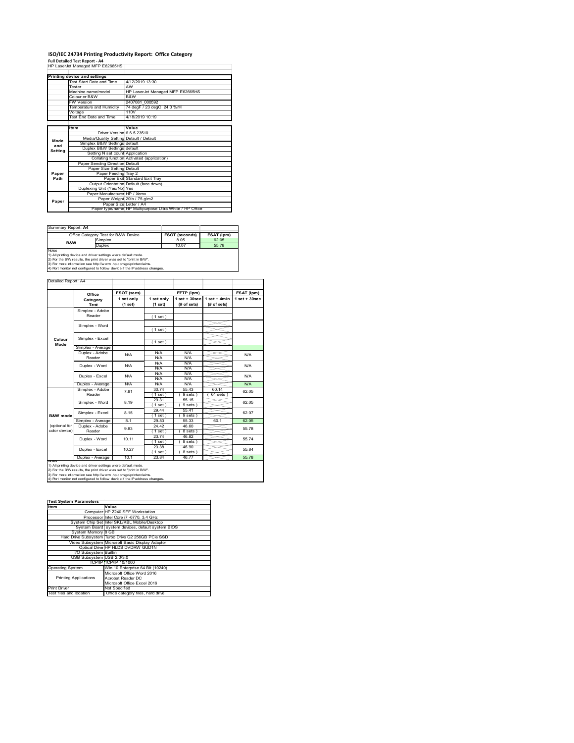# ISO/IEC 24734 Printing Productivity Report: Office Category

**Full Detailed Test Report - A4**

HP LaserJet Managed MFP E62665HS

| Printing device and settings | |
|---|---|
| Test Start Date and Time | 4/12/2019 13:30 |
| Tester | AW |
| Machine name/model | HP LaserJet Managed MFP E62665HS |
| Colour or B&W | B&W |
| FW Version | 2407081_000592 |
| Temperature and Humidity | 74 degF / 23 degC 24.0 %rH |
| Voltage | 110V |
| Test End Date and Time | 4/18/2019 10:19 |

| | Item | Value |
|---|---|---|
| Mode and Setting | Driver Version | 6.6.5.23510 |
| | Media/Quality Setting | Default / Default |
| | Simplex B&W Settings | default |
| | Duplex B&W Settings | default |
| | Setting N set count | Application |
| | Collating function | Activated (application) |
| Paper Path | Paper Sending Direction | Default |
| | Paper Size Setting | Default |
| | Paper Feeding | Tray 2 |
| | Paper Exit | Standard Exit Tray |
| | Output Orientation | Default (face down) |
| | Duplexing Unit (Yes/No) | Yes |
| Paper | Paper Manufacturer | HP / Xerox |
| | Paper Weight | 20lb / 75 g/m2 |
| | Paper Size | Letter / A4 |
| | Paper type/name | HP Multipurpose Ultra White / HP Office |

Summary Report: **A4**

| Office Category Test for B&W Device | | FSOT (seconds) | ESAT (ipm) |
|---|---|---|---|
| B&W | Simplex | 8.05 | 62.05 |
| | Duplex | 10.07 | 55.78 |

Notes
1) All printing device and driver settings were default mode.
2) For the B/W results, the print driver was set to "print in B/W".
3) For more information see http://www.hp.com/go/printerclaims.
4) Port monitor not configured to follow device if the IP address changes.

Detailed Report: A4

| | Office Category Test | FSOT (secs) 1 set only (1 set) | EFTP (ipm) 1 set only (1 set) | EFTP (ipm) 1 set + 30sec (# of sets) | EFTP (ipm) 1 set + 4min (# of sets) | ESAT (ipm) 1 set + 30sec |
|---|---|---|---|---|---|---|
| Colour Mode | Simplex - Adobe Reader | | (1 set) | | | |
| | Simplex - Word | | (1 set) | | | |
| | Simplex - Excel | | (1 set) | | | |
| | Simplex - Average | | | | | |
| | Duplex - Adobe Reader | N/A | N/A N/A | N/A N/A | | N/A |
| | Duplex - Word | N/A | N/A N/A | N/A N/A | | N/A |
| | Duplex - Excel | N/A | N/A N/A | N/A N/A | | N/A |
| | Duplex - Average | N/A | N/A | N/A | | N/A |
| B&W mode (optional for color device) | Simplex - Adobe Reader | 7.81 | 30.74 (1 set) | 55.43 (9 sets) | 60.14 (64 sets) | 62.05 |
| | Simplex - Word | 8.19 | 29.31 (1 set) | 55.15 (9 sets) | | 62.05 |
| | Simplex - Excel | 8.15 | 29.44 (1 set) | 55.41 (9 sets) | | 62.07 |
| | Simplex - Average | 8.1 | 29.83 | 55.33 | 60.1 | 62.05 |
| | Duplex - Adobe Reader | 9.83 | 24.42 (1 set) | 46.60 (8 sets) | | 55.78 |
| | Duplex - Word | 10.11 | 23.74 (1 set) | 46.82 (8 sets) | | 55.74 |
| | Duplex - Excel | 10.27 | 23.38 (1 set) | 46.90 (8 sets) | | 55.84 |
| | Duplex - Average | 10.1 | 23.84 | 46.77 | | 55.78 |

Notes
1) All printing device and driver settings were default mode.
2) For the B/W results, the print driver was set to "print in B/W".
3) For more information see http://www.hp.com/go/printerclaims.
4) Port monitor not configured to follow device if the IP address changes.

| Test System Parameters | |
|---|---|
| Item | Value |
| Computer | HP Z240 SFF Workstation |
| Processor | Intel Core i7 -6770, 3.4 GHz |
| System Chip Set | Intel SKL/KBL Mobile/Desktop |
| System Board | system devices, default system BIOS |
| System Memory | 8 GB |
| Hard Drive Subsystem | Turbo Drive G2 256GB PCIe SSD |
| Video Subsystem | Microsoft Basic Display Adaptor |
| Optical Drive | HP HLDS DVDRW GUD1N |
| I/O Subsystem | Builtin |
| USB Subsystem | USB 2.0/3.0 |
| TCP/IP | TCP/IP 10/1000 |
| Operating System | Win 10 Enterprise 64 Bit (10240) |
| Printing Applications | Microsoft Office Word 2016<br>Acrobat Reader DC<br>Microsoft Office Excel 2016 |
| Print Driver | Not Specified |
| Test files and location | Office category files, hard drive |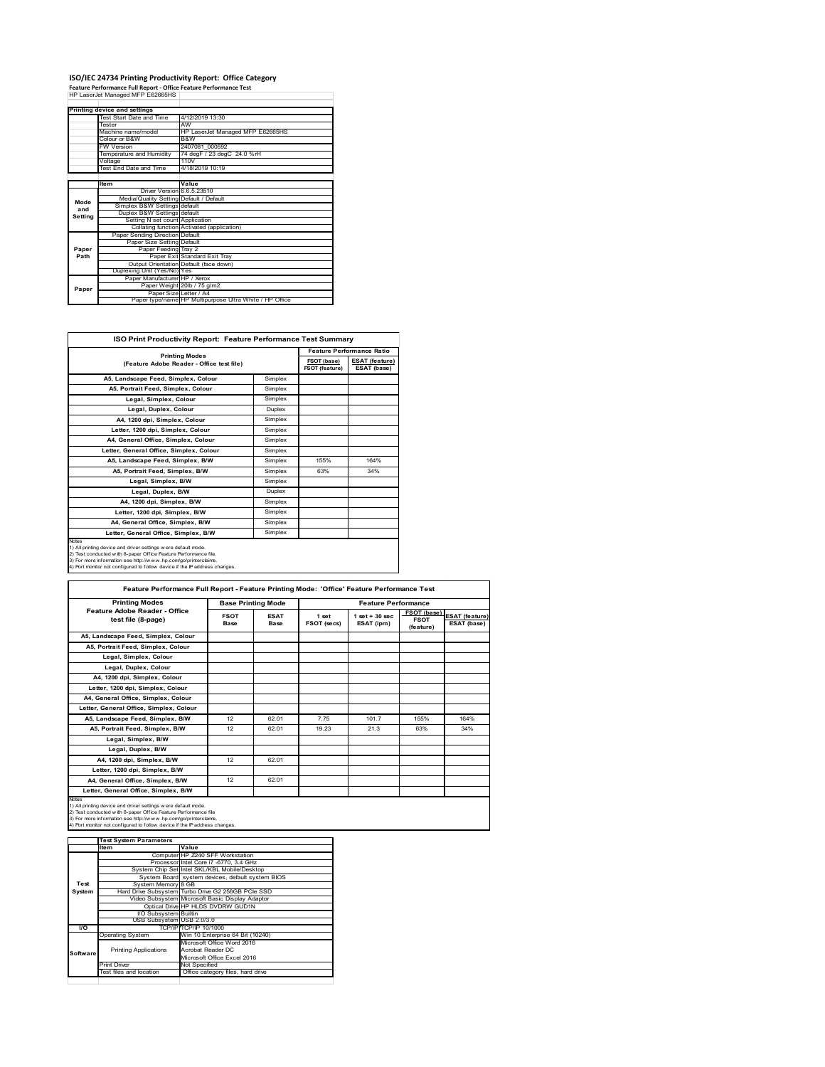# ISO/IEC 24734 Printing Productivity Report: Office Category

**Feature Performance Full Report - Office Feature Performance Test**

HP LaserJet Managed MFP E62665HS

| Printing device and settings | |
|---|---|
| Test Start Date and Time | 4/12/2019 13:30 |
| Tester | AW |
| Machine name/model | HP LaserJet Managed MFP E62665HS |
| Colour or B&W | B&W |
| FW Version | 2407081_000592 |
| Temperature and Humidity | 74 degF / 23 degC 24.0 %rH |
| Voltage | 110V |
| Test End Date and Time | 4/18/2019 10:19 |

| | Item | Value |
|---|---|---|
| Mode and Setting | Driver Version | 6.6.5.23510 |
| | Media/Quality Setting | Default / Default |
| | Simplex B&W Settings | default |
| | Duplex B&W Settings | default |
| | Setting N set count | Application |
| | Collating function | Activated (application) |
| Paper Path | Paper Sending Direction | Default |
| | Paper Size Setting | Default |
| | Paper Feeding | Tray 2 |
| | Paper Exit | Standard Exit Tray |
| | Output Orientation | Default (face down) |
| | Duplexing Unit (Yes/No) | Yes |
| Paper | Paper Manufacturer | HP / Xerox |
| | Paper Weight | 20lb / 75 g/m2 |
| | Paper Size | Letter / A4 |
| | Paper type/name | HP Multipurpose Ultra White / HP Office |

## ISO Print Productivity Report: Feature Performance Test Summary

| Printing Modes (Feature Adobe Reader - Office test file) | | Feature Performance Ratio | |
|---|---|---|---|
| | | FSOT (base) / FSOT (feature) | ESAT (feature) / ESAT (base) |
| A5, Landscape Feed, Simplex, Colour | Simplex | | |
| A5, Portrait Feed, Simplex, Colour | Simplex | | |
| Legal, Simplex, Colour | Simplex | | |
| Legal, Duplex, Colour | Duplex | | |
| A4, 1200 dpi, Simplex, Colour | Simplex | | |
| Letter, 1200 dpi, Simplex, Colour | Simplex | | |
| A4, General Office, Simplex, Colour | Simplex | | |
| Letter, General Office, Simplex, Colour | Simplex | | |
| A5, Landscape Feed, Simplex, B/W | Simplex | 155% | 164% |
| A5, Portrait Feed, Simplex, B/W | Simplex | 63% | 34% |
| Legal, Simplex, B/W | Simplex | | |
| Legal, Duplex, B/W | Duplex | | |
| A4, 1200 dpi, Simplex, B/W | Simplex | | |
| Letter, 1200 dpi, Simplex, B/W | Simplex | | |
| A4, General Office, Simplex, B/W | Simplex | | |
| Letter, General Office, Simplex, B/W | Simplex | | |

Notes
1) All printing device and driver settings were default mode.
2) Test conducted with 8-paper Office Feature Performance file.
3) For more information see http://www.hp.com/go/printerclaims.
4) Port monitor not configured to follow device if the IP address changes.

## Feature Performance Full Report - Feature Printing Mode: 'Office' Feature Performance Test

| Printing Modes | Base Printing Mode | | Feature Performance | | | |
|---|---|---|---|---|---|---|
| Feature Adobe Reader - Office test file (8-page) | FSOT Base | ESAT Base | 1 set FSOT (secs) | 1 set + 30 sec ESAT (ipm) | FSOT (base) / FSOT (feature) | ESAT (feature) / ESAT (base) |
| A5, Landscape Feed, Simplex, Colour | | | | | | |
| A5, Portrait Feed, Simplex, Colour | | | | | | |
| Legal, Simplex, Colour | | | | | | |
| Legal, Duplex, Colour | | | | | | |
| A4, 1200 dpi, Simplex, Colour | | | | | | |
| Letter, 1200 dpi, Simplex, Colour | | | | | | |
| A4, General Office, Simplex, Colour | | | | | | |
| Letter, General Office, Simplex, Colour | | | | | | |
| A5, Landscape Feed, Simplex, B/W | 12 | 62.01 | 7.75 | 101.7 | 155% | 164% |
| A5, Portrait Feed, Simplex, B/W | 12 | 62.01 | 19.23 | 21.3 | 63% | 34% |
| Legal, Simplex, B/W | | | | | | |
| Legal, Duplex, B/W | | | | | | |
| A4, 1200 dpi, Simplex, B/W | 12 | 62.01 | | | | |
| Letter, 1200 dpi, Simplex, B/W | | | | | | |
| A4, General Office, Simplex, B/W | 12 | 62.01 | | | | |
| Letter, General Office, Simplex, B/W | | | | | | |

Notes
1) All printing device and driver settings were default mode.
2) Test conducted with 8-paper Office Feature Performance file
3) For more information see http://www.hp.com/go/printerclaims.
4) Port monitor not configured to follow device if the IP address changes.

| Test System Parameters | | |
|---|---|---|
| | Item | Value |
| Test System | Computer | HP Z240 SFF Workstation |
| | Processor | Intel Core i7 -6770, 3.4 GHz |
| | System Chip Set | Intel SKL/KBL Mobile/Desktop |
| | System Board | system devices, default system BIOS |
| | System Memory | 8 GB |
| | Hard Drive Subsystem | Turbo Drive G2 256GB PCIe SSD |
| | Video Subsystem | Microsoft Basic Display Adaptor |
| | Optical Drive | HP HLDS DVDRW GUD1N |
| | I/O Subsystem | Builtin |
| | USB Subsystem | USB 2.0/3.0 |
| I/O | TCP/IP | TCP/IP 10/1000 |
| Software | Operating System | Win 10 Enterprise 64 Bit (10240) |
| | Printing Applications | Microsoft Office Word 2016<br>Acrobat Reader DC<br>Microsoft Office Excel 2016 |
| | Print Driver | Not Specified |
| | Test files and location | Office category files, hard drive |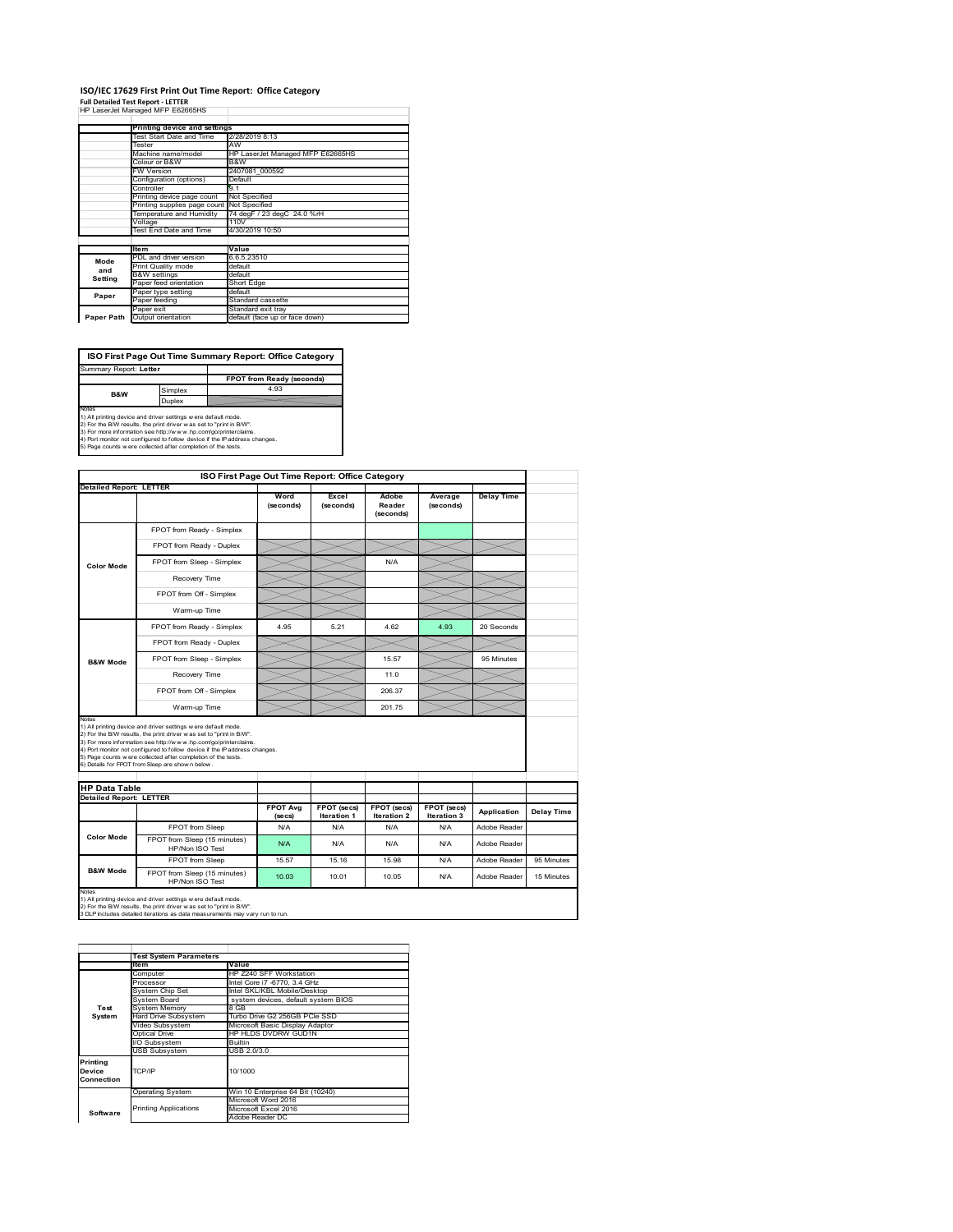# ISO/IEC 17629 First Print Out Time Report: Office Category

**Full Detailed Test Report - LETTER**

HP LaserJet Managed MFP E62665HS

| | Printing device and settings | |
|---|---|---|
| | Test Start Date and Time | 2/28/2019 8:13 |
| | Tester | AW |
| | Machine name/model | HP LaserJet Managed MFP E62665HS |
| | Colour or B&W | B&W |
| | FW Version | 2407081_000592 |
| | Configuration (options) | Default |
| | Controller | 9.1 |
| | Printing device page count | Not Specified |
| | Printing supplies page count | Not Specified |
| | Temperature and Humidity | 74 degF / 23 degC 24.0 %rH |
| | Voltage | 110V |
| | Test End Date and Time | 4/30/2019 10:50 |

| | Item | Value |
|---|---|---|
| Mode and Setting | PDL and driver version | 6.6.5.23510 |
| | Print Quality mode | default |
| | B&W settings | default |
| | Paper feed orientation | Short Edge |
| Paper | Paper type setting | default |
| | Paper feeding | Standard cassette |
| | Paper exit | Standard exit tray |
| Paper Path | Output orientation | default (face up or face down) |

**ISO First Page Out Time Summary Report: Office Category**

Summary Report: **Letter**

| | | FPOT from Ready (seconds) |
|---|---|---|
| B&W | Simplex | 4.93 |
| | Duplex | |

Notes
1) All printing device and driver settings were default mode.
2) For the B/W results, the print driver was set to "print in B/W".
3) For more information see http://www.hp.com/go/printerclaims.
4) Port monitor not configured to follow device if the IP address changes.
5) Page counts were collected after completion of the tests.

**ISO First Page Out Time Report: Office Category**

Detailed Report: **LETTER**

| | | Word (seconds) | Excel (seconds) | Adobe Reader (seconds) | Average (seconds) | Delay Time |
|---|---|---|---|---|---|---|
| Color Mode | FPOT from Ready - Simplex | | | | | |
| | FPOT from Ready - Duplex | | | | | |
| | FPOT from Sleep - Simplex | | | N/A | | |
| | Recovery Time | | | | | |
| | FPOT from Off - Simplex | | | | | |
| | Warm-up Time | | | | | |
| B&W Mode | FPOT from Ready - Simplex | 4.95 | 5.21 | 4.62 | 4.93 | 20 Seconds |
| | FPOT from Ready - Duplex | | | | | |
| | FPOT from Sleep - Simplex | | | 15.57 | | 95 Minutes |
| | Recovery Time | | | 11.0 | | |
| | FPOT from Off - Simplex | | | 206.37 | | |
| | Warm-up Time | | | 201.75 | | |

Notes
1) All printing device and driver settings were default mode.
2) For the B/W results, the print driver was set to "print in B/W".
3) For more information see http://www.hp.com/go/printerclaims.
4) Port monitor not configured to follow device if the IP address changes.
5) Page counts were collected after completion of the tests.
6) Details for FPOT from Sleep are shown below.

**HP Data Table**

Detailed Report: **LETTER**

| | | FPOT Avg (secs) | FPOT (secs) Iteration 1 | FPOT (secs) Iteration 2 | FPOT (secs) Iteration 3 | Application | Delay Time |
|---|---|---|---|---|---|---|---|
| Color Mode | FPOT from Sleep | N/A | N/A | N/A | N/A | Adobe Reader | |
| | FPOT from Sleep (15 minutes) HP/Non ISO Test | N/A | N/A | N/A | N/A | Adobe Reader | |
| B&W Mode | FPOT from Sleep | 15.57 | 15.16 | 15.98 | N/A | Adobe Reader | 95 Minutes |
| | FPOT from Sleep (15 minutes) HP/Non ISO Test | 10.03 | 10.01 | 10.05 | N/A | Adobe Reader | 15 Minutes |

Notes
1) All printing device and driver settings were default mode.
2) For the B/W results, the print driver was set to "print in B/W".
3 DLP includes detailed iterations as data measurements may vary run to run.

| | Test System Parameters | |
|---|---|---|
| | Item | Value |
| Test System | Computer | HP Z240 SFF Workstation |
| | Processor | Intel Core i7 -6770, 3.4 GHz |
| | System Chip Set | Intel SKL/KBL Mobile/Desktop |
| | System Board | system devices, default system BIOS |
| | System Memory | 8 GB |
| | Hard Drive Subsystem | Turbo Drive G2 256GB PCIe SSD |
| | Video Subsystem | Microsoft Basic Display Adaptor |
| | Optical Drive | HP HLDS DVDRW GUD1N |
| | I/O Subsystem | Builtin |
| | USB Subsystem | USB 2.0/3.0 |
| Printing Device Connection | TCP/IP | 10/1000 |
| Software | Operating System | Win 10 Enterprise 64 Bit (10240) |
| | Printing Applications | Microsoft Word 2016 |
| | | Microsoft Excel 2016 |
| | | Adobe Reader DC |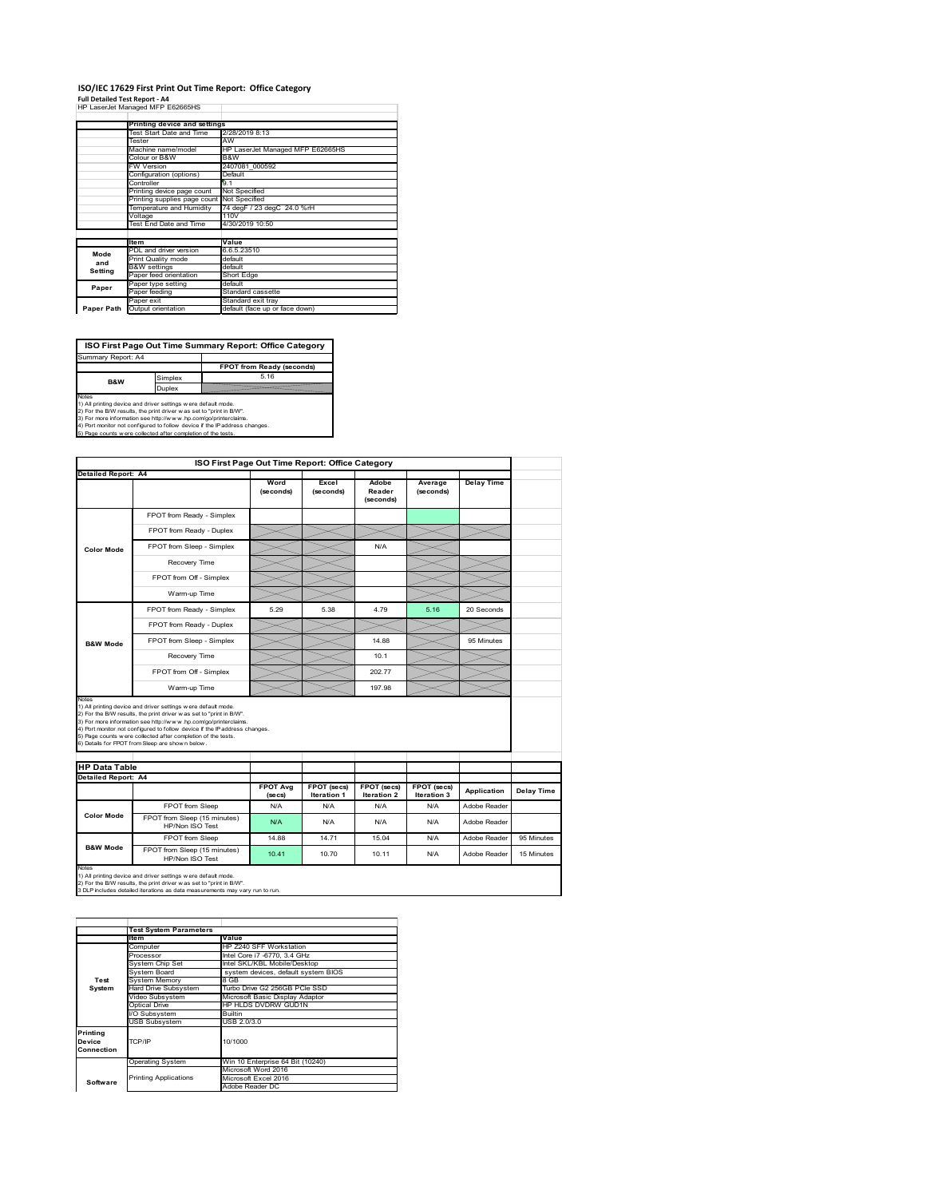# ISO/IEC 17629 First Print Out Time Report: Office Category

**Full Detailed Test Report - A4**

HP LaserJet Managed MFP E62665HS

| | Printing device and settings | |
|---|---|---|
| | Test Start Date and Time | 2/28/2019 8:13 |
| | Tester | AW |
| | Machine name/model | HP LaserJet Managed MFP E62665HS |
| | Colour or B&W | B&W |
| | FW Version | 2407081_000592 |
| | Configuration (options) | Default |
| | Controller | 9.1 |
| | Printing device page count | Not Specified |
| | Printing supplies page count | Not Specified |
| | Temperature and Humidity | 74 degF / 23 degC 24.0 %rH |
| | Voltage | 110V |
| | Test End Date and Time | 4/30/2019 10:50 |

| | Item | Value |
|---|---|---|
| Mode and Setting | PDL and driver version | 6.6.5.23510 |
| | Print Quality mode | default |
| | B&W settings | default |
| | Paper feed orientation | Short Edge |
| Paper | Paper type setting | default |
| | Paper feeding | Standard cassette |
| | Paper exit | Standard exit tray |
| Paper Path | Output orientation | default (face up or face down) |

## ISO First Page Out Time Summary Report: Office Category

Summary Report: A4

| | | FPOT from Ready (seconds) |
|---|---|---|
| B&W | Simplex | 5.16 |
| | Duplex | |

Notes
1) All printing device and driver settings were default mode.
2) For the B/W results, the print driver was set to "print in B/W".
3) For more information see http://www.hp.com/go/printerclaims.
4) Port monitor not configured to follow device if the IP address changes.
5) Page counts were collected after completion of the tests.

## ISO First Page Out Time Report: Office Category

Detailed Report: A4

| | | Word (seconds) | Excel (seconds) | Adobe Reader (seconds) | Average (seconds) | Delay Time |
|---|---|---|---|---|---|---|
| Color Mode | FPOT from Ready - Simplex | | | | | |
| | FPOT from Ready - Duplex | | | | | |
| | FPOT from Sleep - Simplex | | | N/A | | |
| | Recovery Time | | | | | |
| | FPOT from Off - Simplex | | | | | |
| | Warm-up Time | | | | | |
| B&W Mode | FPOT from Ready - Simplex | 5.29 | 5.38 | 4.79 | 5.16 | 20 Seconds |
| | FPOT from Ready - Duplex | | | | | |
| | FPOT from Sleep - Simplex | | | 14.88 | | 95 Minutes |
| | Recovery Time | | | 10.1 | | |
| | FPOT from Off - Simplex | | | 202.77 | | |
| | Warm-up Time | | | 197.98 | | |

Notes
1) All printing device and driver settings were default mode.
2) For the B/W results, the print driver was set to "print in B/W".
3) For more information see http://www.hp.com/go/printerclaims.
4) Port monitor not configured to follow device if the IP address changes.
5) Page counts were collected after completion of the tests.
6) Details for FPOT from Sleep are shown below.

## HP Data Table

Detailed Report: A4

| | | FPOT Avg (secs) | FPOT (secs) Iteration 1 | FPOT (secs) Iteration 2 | FPOT (secs) Iteration 3 | Application | Delay Time |
|---|---|---|---|---|---|---|---|
| Color Mode | FPOT from Sleep | N/A | N/A | N/A | N/A | Adobe Reader | |
| | FPOT from Sleep (15 minutes) HP/Non ISO Test | N/A | N/A | N/A | N/A | Adobe Reader | |
| B&W Mode | FPOT from Sleep | 14.88 | 14.71 | 15.04 | N/A | Adobe Reader | 95 Minutes |
| | FPOT from Sleep (15 minutes) HP/Non ISO Test | 10.41 | 10.70 | 10.11 | N/A | Adobe Reader | 15 Minutes |

Notes
1) All printing device and driver settings were default mode.
2) For the B/W results, the print driver was set to "print in B/W".
3 DLP includes detailed iterations as data measurements may vary run to run.

| | Test System Parameters | |
|---|---|---|
| | Item | Value |
| Test System | Computer | HP Z240 SFF Workstation |
| | Processor | Intel Core i7 -6770, 3.4 GHz |
| | System Chip Set | Intel SKL/KBL Mobile/Desktop |
| | System Board | system devices, default system BIOS |
| | System Memory | 8 GB |
| | Hard Drive Subsystem | Turbo Drive G2 256GB PCIe SSD |
| | Video Subsystem | Microsoft Basic Display Adaptor |
| | Optical Drive | HP HLDS DVDRW GUD1N |
| | I/O Subsystem | Builtin |
| | USB Subsystem | USB 2.0/3.0 |
| Printing Device Connection | TCP/IP | 10/1000 |
| Software | Operating System | Win 10 Enterprise 64 Bit (10240) |
| | Printing Applications | Microsoft Word 2016 |
| | | Microsoft Excel 2016 |
| | | Adobe Reader DC |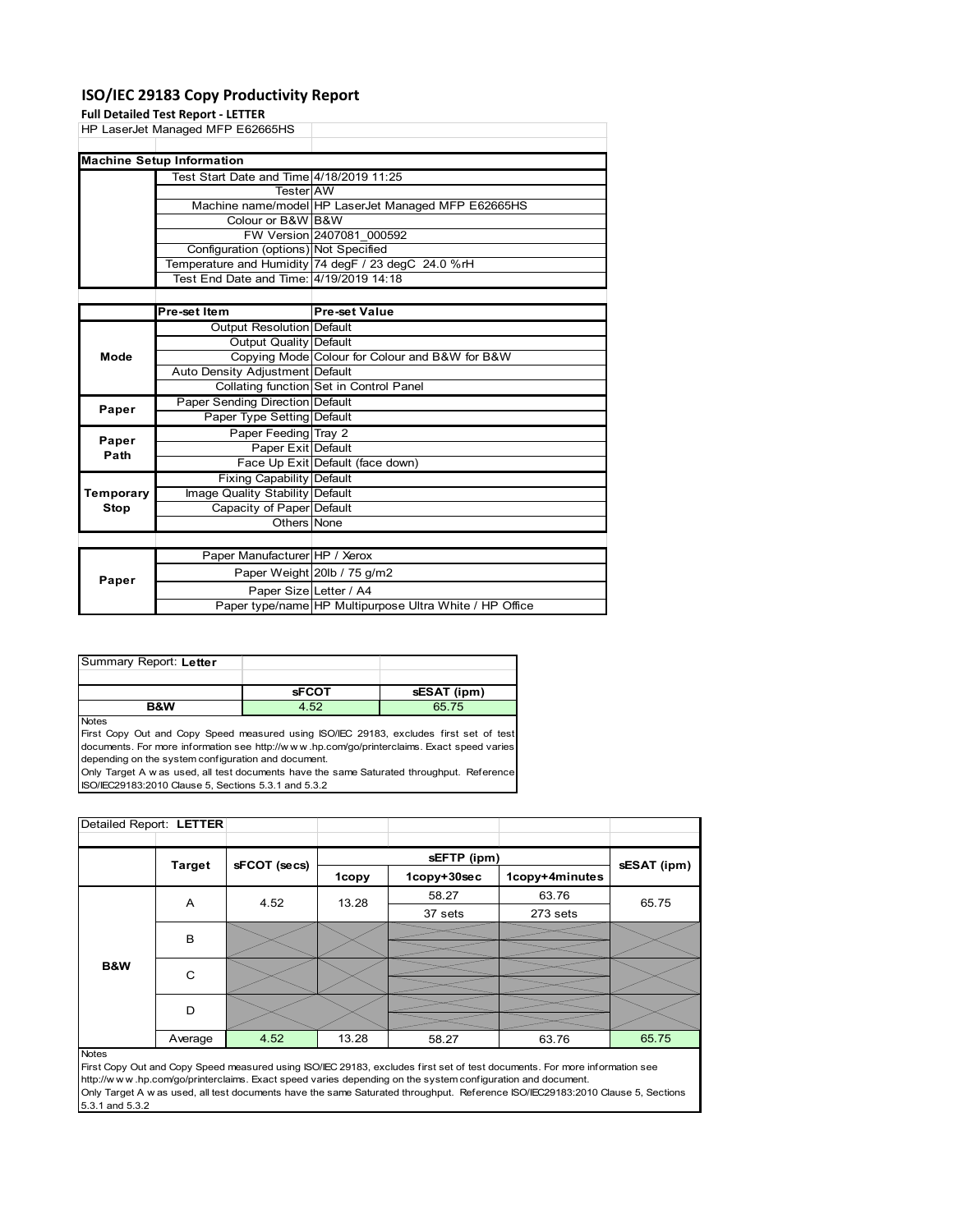# ISO/IEC 29183 Copy Productivity Report

**Full Detailed Test Report - LETTER**

HP LaserJet Managed MFP E62665HS

| **Machine Setup Information** | | |
|---|---|---|
| | Test Start Date and Time | 4/18/2019 11:25 |
| | Tester | AW |
| | Machine name/model | HP LaserJet Managed MFP E62665HS |
| | Colour or B&W | B&W |
| | FW Version | 2407081_000592 |
| | Configuration (options) | Not Specified |
| | Temperature and Humidity | 74 degF / 23 degC 24.0 %rH |
| | Test End Date and Time: | 4/19/2019 14:18 |

| | **Pre-set Item** | **Pre-set Value** |
|---|---|---|
| **Mode** | Output Resolution | Default |
| | Output Quality | Default |
| | Copying Mode | Colour for Colour and B&W for B&W |
| | Auto Density Adjustment | Default |
| | Collating function | Set in Control Panel |
| **Paper** | Paper Sending Direction | Default |
| | Paper Type Setting | Default |
| **Paper Path** | Paper Feeding | Tray 2 |
| | Paper Exit | Default |
| | Face Up Exit | Default (face down) |
| **Temporary Stop** | Fixing Capability | Default |
| | Image Quality Stability | Default |
| | Capacity of Paper | Default |
| | Others | None |

| | | |
|---|---|---|
| **Paper** | Paper Manufacturer | HP / Xerox |
| | Paper Weight | 20lb / 75 g/m2 |
| | Paper Size | Letter / A4 |
| | Paper type/name | HP Multipurpose Ultra White / HP Office |

Summary Report: **Letter**

| | **sFCOT** | **sESAT (ipm)** |
|---|---|---|
| **B&W** | 4.52 | 65.75 |

Notes

First Copy Out and Copy Speed measured using ISO/IEC 29183, excludes first set of test documents. For more information see http://w w w .hp.com/go/printerclaims. Exact speed varies depending on the system configuration and document.

Only Target A w as used, all test documents have the same Saturated throughput. Reference ISO/IEC29183:2010 Clause 5, Sections 5.3.1 and 5.3.2

Detailed Report: **LETTER**

| | **Target** | **sFCOT (secs)** | **sEFTP (ipm)** | | | **sESAT (ipm)** |
|---|---|---|---|---|---|---|
| | | | **1copy** | **1copy+30sec** | **1copy+4minutes** | |
| **B&W** | A | 4.52 | 13.28 | 58.27 | 63.76 | 65.75 |
| | | | | 37 sets | 273 sets | |
| | B | | | | | |
| | C | | | | | |
| | D | | | | | |
| | Average | 4.52 | 13.28 | 58.27 | 63.76 | 65.75 |

Notes

First Copy Out and Copy Speed measured using ISO/IEC 29183, excludes first set of test documents. For more information see http://w w w .hp.com/go/printerclaims. Exact speed varies depending on the system configuration and document.

Only Target A w as used, all test documents have the same Saturated throughput. Reference ISO/IEC29183:2010 Clause 5, Sections 5.3.1 and 5.3.2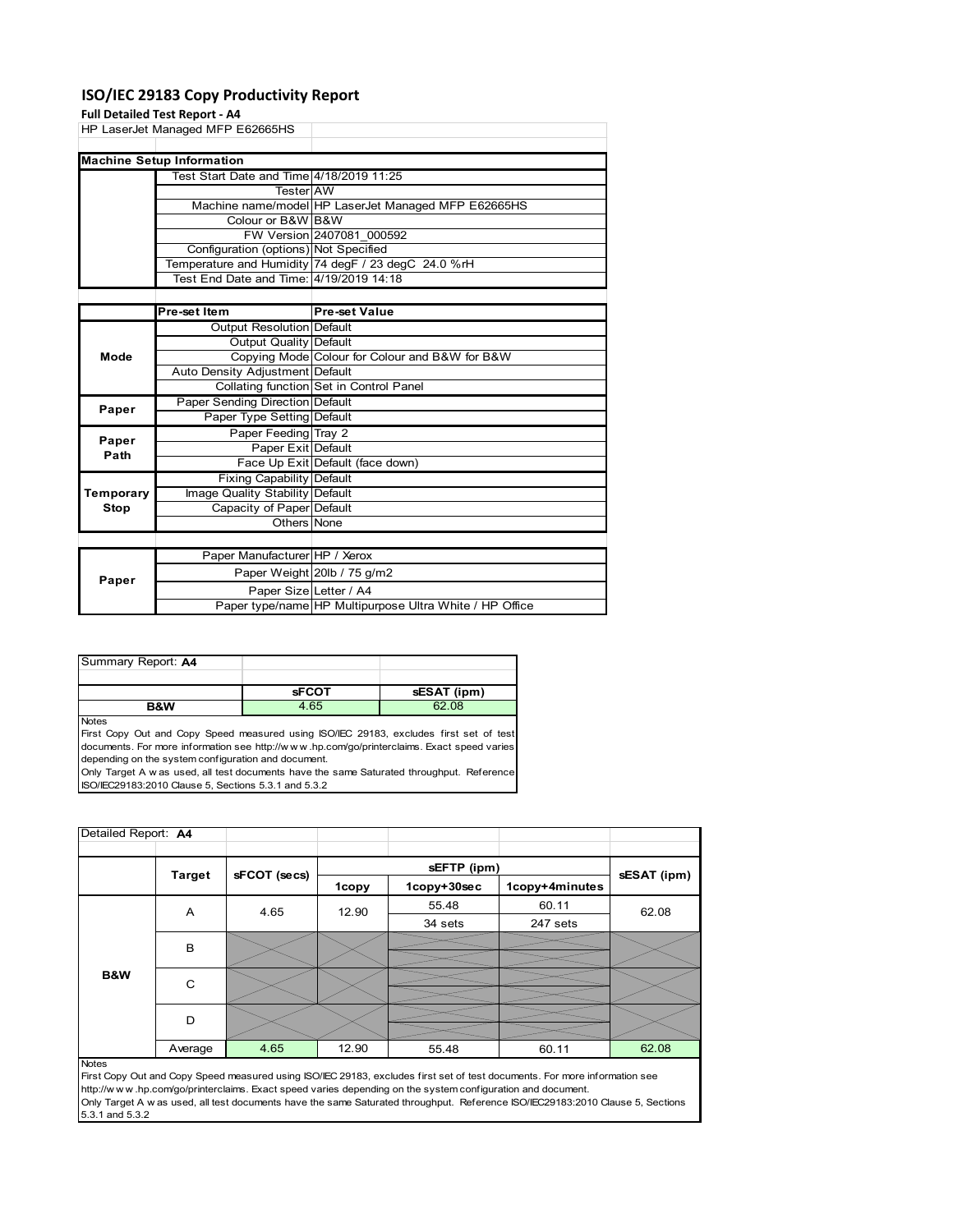## ISO/IEC 29183 Copy Productivity Report

**Full Detailed Test Report - A4**

HP LaserJet Managed MFP E62665HS

| Machine Setup Information | | |
|---|---|---|
| | Test Start Date and Time | 4/18/2019 11:25 |
| | Tester | AW |
| | Machine name/model | HP LaserJet Managed MFP E62665HS |
| | Colour or B&W | B&W |
| | FW Version | 2407081_000592 |
| | Configuration (options) | Not Specified |
| | Temperature and Humidity | 74 degF / 23 degC 24.0 %rH |
| | Test End Date and Time: | 4/19/2019 14:18 |

| | Pre-set Item | Pre-set Value |
|---|---|---|
| Mode | Output Resolution | Default |
| | Output Quality | Default |
| | Copying Mode | Colour for Colour and B&W for B&W |
| | Auto Density Adjustment | Default |
| | Collating function | Set in Control Panel |
| Paper | Paper Sending Direction | Default |
| | Paper Type Setting | Default |
| Paper Path | Paper Feeding | Tray 2 |
| | Paper Exit | Default |
| | Face Up Exit | Default (face down) |
| Temporary Stop | Fixing Capability | Default |
| | Image Quality Stability | Default |
| | Capacity of Paper | Default |
| | Others | None |

| | | |
|---|---|---|
| Paper | Paper Manufacturer | HP / Xerox |
| | Paper Weight | 20lb / 75 g/m2 |
| | Paper Size | Letter / A4 |
| | Paper type/name | HP Multipurpose Ultra White / HP Office |

Summary Report: **A4**

| | sFCOT | sESAT (ipm) |
|---|---|---|
| B&W | 4.65 | 62.08 |

Notes
First Copy Out and Copy Speed measured using ISO/IEC 29183, excludes first set of test documents. For more information see http://w w w .hp.com/go/printerclaims. Exact speed varies depending on the system configuration and document.
Only Target A w as used, all test documents have the same Saturated throughput. Reference ISO/IEC29183:2010 Clause 5, Sections 5.3.1 and 5.3.2

Detailed Report: **A4**

| | Target | sFCOT (secs) | sEFTP (ipm) | | | sESAT (ipm) |
|---|---|---|---|---|---|---|
| | | | 1copy | 1copy+30sec | 1copy+4minutes | |
| B&W | A | 4.65 | 12.90 | 55.48 | 60.11 | 62.08 |
| | | | | 34 sets | 247 sets | |
| | B | | | | | |
| | C | | | | | |
| | D | | | | | |
| | Average | 4.65 | 12.90 | 55.48 | 60.11 | 62.08 |

Notes
First Copy Out and Copy Speed measured using ISO/IEC 29183, excludes first set of test documents. For more information see http://w w w .hp.com/go/printerclaims. Exact speed varies depending on the system configuration and document.
Only Target A w as used, all test documents have the same Saturated throughput. Reference ISO/IEC29183:2010 Clause 5, Sections 5.3.1 and 5.3.2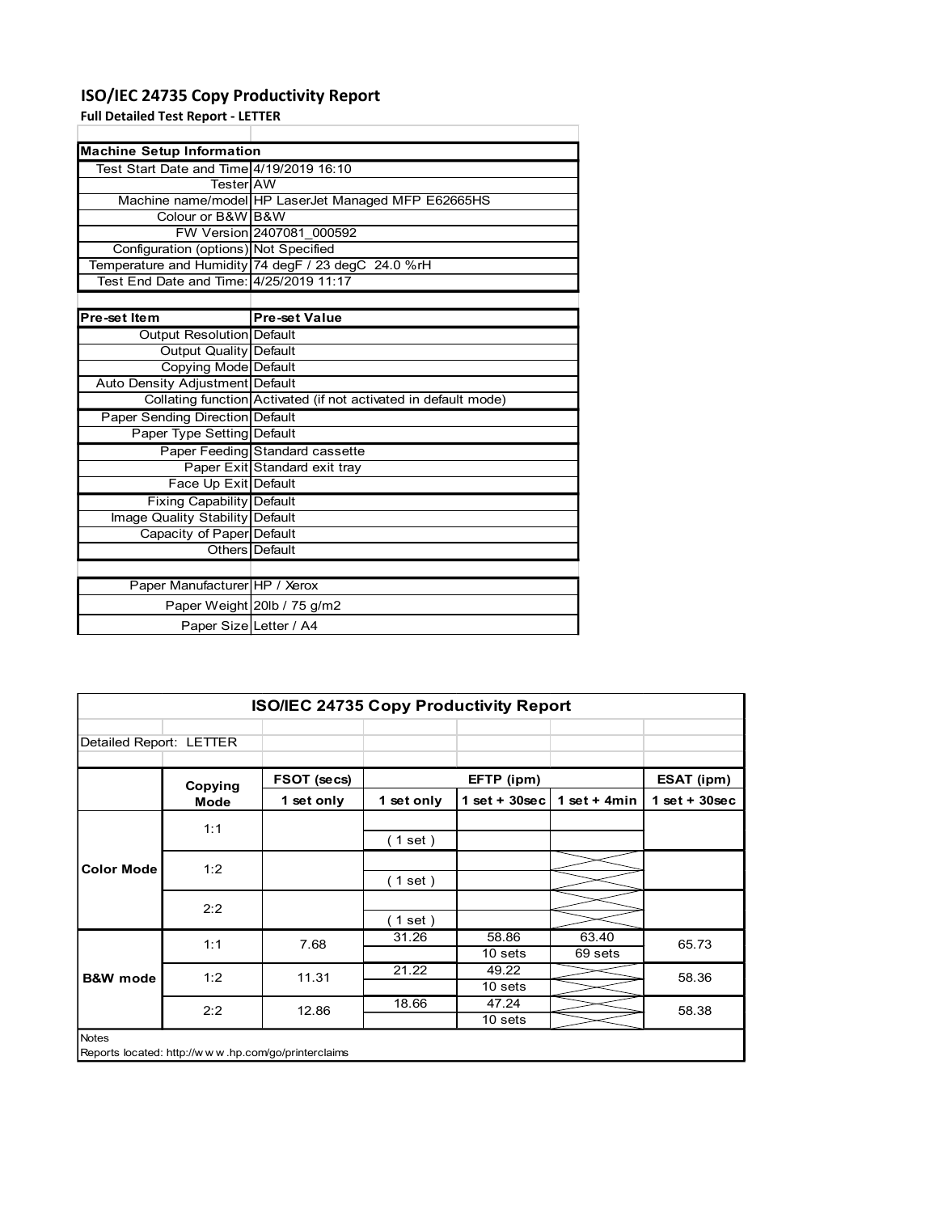# ISO/IEC 24735 Copy Productivity Report

**Full Detailed Test Report - LETTER**

| Machine Setup Information | |
|---|---|
| Test Start Date and Time | 4/19/2019 16:10 |
| Tester | AW |
| Machine name/model | HP LaserJet Managed MFP E62665HS |
| Colour or B&W | B&W |
| FW Version | 2407081_000592 |
| Configuration (options) | Not Specified |
| Temperature and Humidity | 74 degF / 23 degC 24.0 %rH |
| Test End Date and Time: | 4/25/2019 11:17 |

| Pre-set Item | Pre-set Value |
|---|---|
| Output Resolution | Default |
| Output Quality | Default |
| Copying Mode | Default |
| Auto Density Adjustment | Default |
| Collating function | Activated (if not activated in default mode) |
| Paper Sending Direction | Default |
| Paper Type Setting | Default |
| Paper Feeding | Standard cassette |
| Paper Exit | Standard exit tray |
| Face Up Exit | Default |
| Fixing Capability | Default |
| Image Quality Stability | Default |
| Capacity of Paper | Default |
| Others | Default |

| | |
|---|---|
| Paper Manufacturer | HP / Xerox |
| Paper Weight | 20lb / 75 g/m2 |
| Paper Size | Letter / A4 |

## ISO/IEC 24735 Copy Productivity Report

Detailed Report: LETTER

| | Copying Mode | FSOT (secs) | EFTP (ipm) | | | ESAT (ipm) |
|---|---|---|---|---|---|---|
| | | 1 set only | 1 set only | 1 set + 30sec | 1 set + 4min | 1 set + 30sec |
| Color Mode | 1:1 | | ( 1 set ) | | | |
| | 1:2 | | ( 1 set ) | | | |
| | 2:2 | | ( 1 set ) | | | |
| B&W mode | 1:1 | 7.68 | 31.26 | 58.86<br>10 sets | 63.40<br>69 sets | 65.73 |
| | 1:2 | 11.31 | 21.22 | 49.22<br>10 sets | | 58.36 |
| | 2:2 | 12.86 | 18.66 | 47.24<br>10 sets | | 58.38 |

Notes

Reports located: http://www.hp.com/go/printerclaims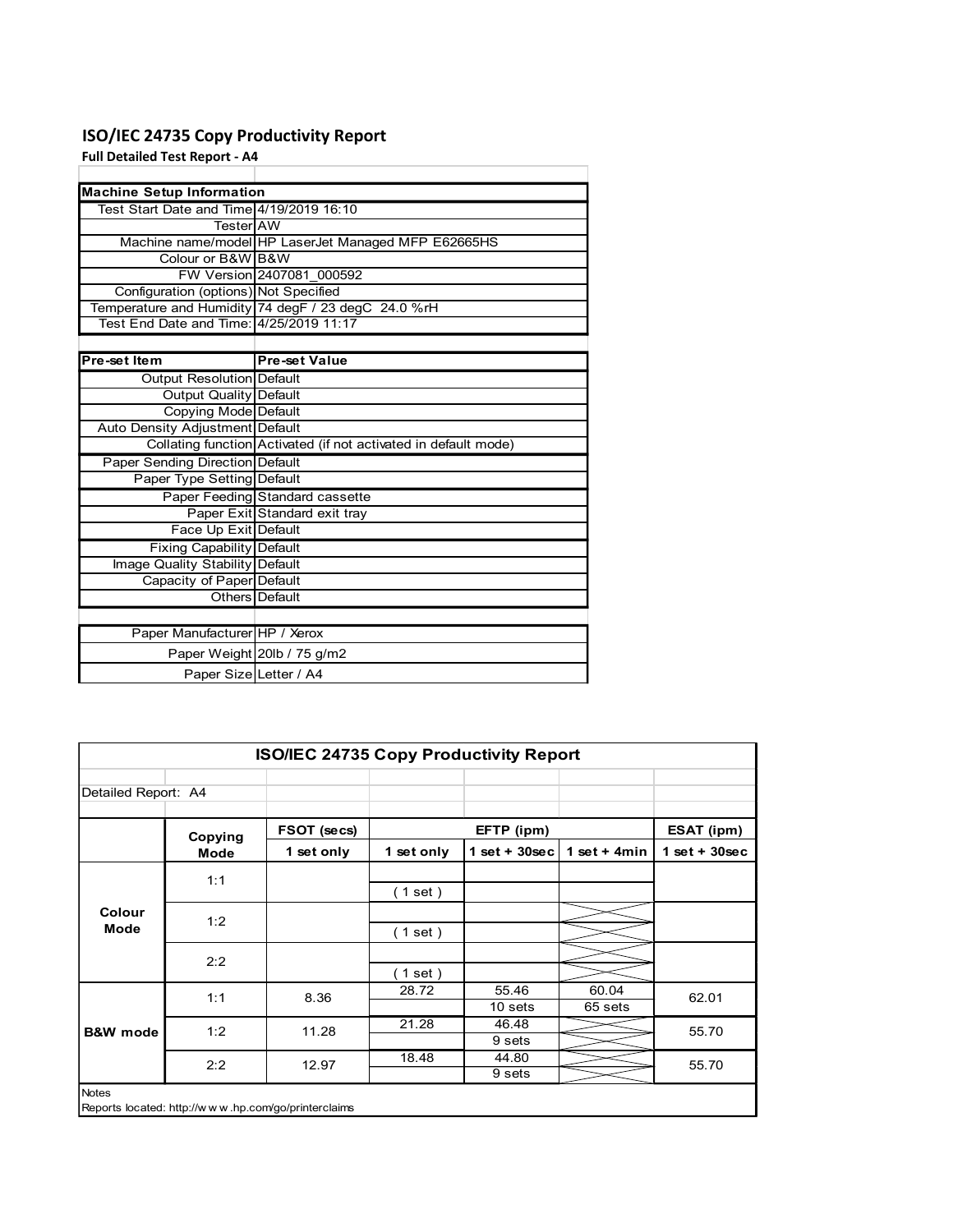# ISO/IEC 24735 Copy Productivity Report

**Full Detailed Test Report - A4**

| Machine Setup Information | |
|---|---|
| Test Start Date and Time | 4/19/2019 16:10 |
| Tester | AW |
| Machine name/model | HP LaserJet Managed MFP E62665HS |
| Colour or B&W | B&W |
| FW Version | 2407081_000592 |
| Configuration (options) | Not Specified |
| Temperature and Humidity | 74 degF / 23 degC 24.0 %rH |
| Test End Date and Time: | 4/25/2019 11:17 |

| Pre-set Item | Pre-set Value |
|---|---|
| Output Resolution | Default |
| Output Quality | Default |
| Copying Mode | Default |
| Auto Density Adjustment | Default |
| Collating function | Activated (if not activated in default mode) |
| Paper Sending Direction | Default |
| Paper Type Setting | Default |
| Paper Feeding | Standard cassette |
| Paper Exit | Standard exit tray |
| Face Up Exit | Default |
| Fixing Capability | Default |
| Image Quality Stability | Default |
| Capacity of Paper | Default |
| Others | Default |

| | |
|---|---|
| Paper Manufacturer | HP / Xerox |
| Paper Weight | 20lb / 75 g/m2 |
| Paper Size | Letter / A4 |

**ISO/IEC 24735 Copy Productivity Report**

Detailed Report: A4

| | Copying Mode | FSOT (secs) | EFTP (ipm) | | | ESAT (ipm) |
|---|---|---|---|---|---|---|
| | | 1 set only | 1 set only | 1 set + 30sec | 1 set + 4min | 1 set + 30sec |
| Colour Mode | 1:1 | | ( 1 set ) | | | |
| | 1:2 | | ( 1 set ) | | | |
| | 2:2 | | ( 1 set ) | | | |
| B&W mode | 1:1 | 8.36 | 28.72 | 55.46<br>10 sets | 60.04<br>65 sets | 62.01 |
| | 1:2 | 11.28 | 21.28 | 46.48<br>9 sets | | 55.70 |
| | 2:2 | 12.97 | 18.48 | 44.80<br>9 sets | | 55.70 |

Notes

Reports located: http://w w w .hp.com/go/printerclaims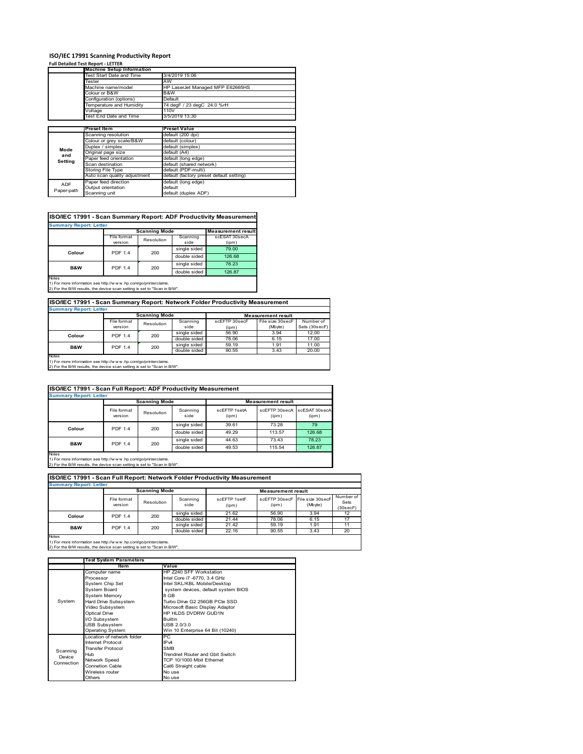# ISO/IEC 17991 Scanning Productivity Report

**Full Detailed Test Report - LETTER**

| | Machine Setup Information | |
|---|---|---|
| | Test Start Date and Time | 3/4/2019 15:06 |
| | Tester | AW |
| | Machine name/model | HP LaserJet Managed MFP E62665HS |
| | Colour or B&W | B&W |
| | Configuration (options) | Default |
| | Temperature and Humidity | 74 degF / 23 degC 24.0 %rH |
| | Voltage | 110V |
| | Test End Date and Time | 3/5/2019 13:30 |

| | Preset Item | Preset Value |
|---|---|---|
| Mode and Setting | Scanning resolution | default (200 dpi) |
| | Colour or grey scale/B&W | default (colour) |
| | Duplex / simplex | default (simplex) |
| | Original page size | default (A4) |
| | Paper feed orientation | default (long edge) |
| | Scan destination | default (shared network) |
| | Storing File Type | default (PDF-multi) |
| | Auto scan quality adjustment | default (factory preset default setting) |
| ADF Paper-path | Paper feed direction | default (long edge) |
| | Output orientation | default |
| | Scanning unit | default (duplex ADF) |

## ISO/IEC 17991 - Scan Summary Report: ADF Productivity Measurement

**Summary Report: Letter**

| | Scanning Mode | | | Measurement result |
|---|---|---|---|---|
| | File format version | Resolution | Scanning side | scESAT 30secA (ipm) |
| Colour | PDF 1.4 | 200 | single sided | 79.00 |
| | | | double sided | 126.68 |
| B&W | PDF 1.4 | 200 | single sided | 78.23 |
| | | | double sided | 126.87 |

Notes
1) For more information see http://w ww .hp.com/go/printerclaims.
2) For the B/W results, the device scan setting is set to "Scan in B/W".

## ISO/IEC 17991 - Scan Summary Report: Network Folder Productivity Measurement

**Summary Report: Letter**

| | Scanning Mode | | | Measurement result | | |
|---|---|---|---|---|---|---|
| | File format version | Resolution | Scanning side | scEFTP 30secF (ipm) | File size 30secF (Mbyte) | Number of Sets (30secF) |
| Colour | PDF 1.4 | 200 | single sided | 56.90 | 3.94 | 12.00 |
| | | | double sided | 78.06 | 6.15 | 17.00 |
| B&W | PDF 1.4 | 200 | single sided | 59.19 | 1.91 | 11.00 |
| | | | double sided | 90.55 | 3.43 | 20.00 |

Notes
1) For more information see http://w ww .hp.com/go/printerclaims.
2) For the B/W results, the device scan setting is set to "Scan in B/W".

## ISO/IEC 17991 - Scan Full Report: ADF Productivity Measurement

**Summary Report: Letter**

| | Scanning Mode | | | Measurement result | | |
|---|---|---|---|---|---|---|
| | File format version | Resolution | Scanning side | scEFTP 1setA (ipm) | scEFTP 30secA (ipm) | scESAT 30secA (ipm) |
| Colour | PDF 1.4 | 200 | single sided | 39.61 | 73.28 | 79 |
| | | | double sided | 49.29 | 113.57 | 126.68 |
| B&W | PDF 1.4 | 200 | single sided | 44.63 | 73.43 | 78.23 |
| | | | double sided | 49.53 | 115.54 | 126.87 |

Notes
1) For more information see http://w ww .hp.com/go/printerclaims.
2) For the B/W results, the device scan setting is set to "Scan in B/W".

## ISO/IEC 17991 - Scan Full Report: Network Folder Productivity Measurement

**Summary Report: Letter**

| | Scanning Mode | | | Measurement result | | | |
|---|---|---|---|---|---|---|---|
| | File format version | Resolution | Scanning side | scEFTP 1setF (ipm) | scEFTP 30secF (ipm) | File size 30secF (Mbyte) | Number of Sets (30secF) |
| Colour | PDF 1.4 | 200 | single sided | 21.62 | 56.90 | 3.94 | 12 |
| | | | double sided | 21.44 | 78.06 | 6.15 | 17 |
| B&W | PDF 1.4 | 200 | single sided | 21.42 | 59.19 | 1.91 | 11 |
| | | | double sided | 22.16 | 90.55 | 3.43 | 20 |

Notes
1) For more information see http://w ww .hp.com/go/printerclaims.
2) For the B/W results, the device scan setting is set to "Scan in B/W".

| | Test System Parameters | |
|---|---|---|
| | Item | Value |
| System | Computer name | HP Z240 SFF Workstation |
| | Processor | Intel Core i7 -6770, 3.4 GHz |
| | System Chip Set | Intel SKL/KBL Mobile/Desktop |
| | System Board | system devices, default system BIOS |
| | System Memory | 8 GB |
| | Hard Drive Subsystem | Turbo Drive G2 256GB PCIe SSD |
| | Video Subsystem | Microsoft Basic Display Adaptor |
| | Optical Drive | HP HLDS DVDRW GUD1N |
| | I/O Subsystem | Builtin |
| | USB Subsystem | USB 2.0/3.0 |
| | Operating System | Win 10 Enterprise 64 Bit (10240) |
| Scanning Device Connection | Location of network folder | PC |
| | Internet Protocol | IPv4 |
| | Transfer Protocol | SMB |
| | Hub | Trendnet Router and Gbit Switch |
| | Network Speed | TCP 10/1000 Mbit Ethernet |
| | Connetion Cable | Cat6 Straight cable |
| | Wireless router | No use |
| | Others | No use |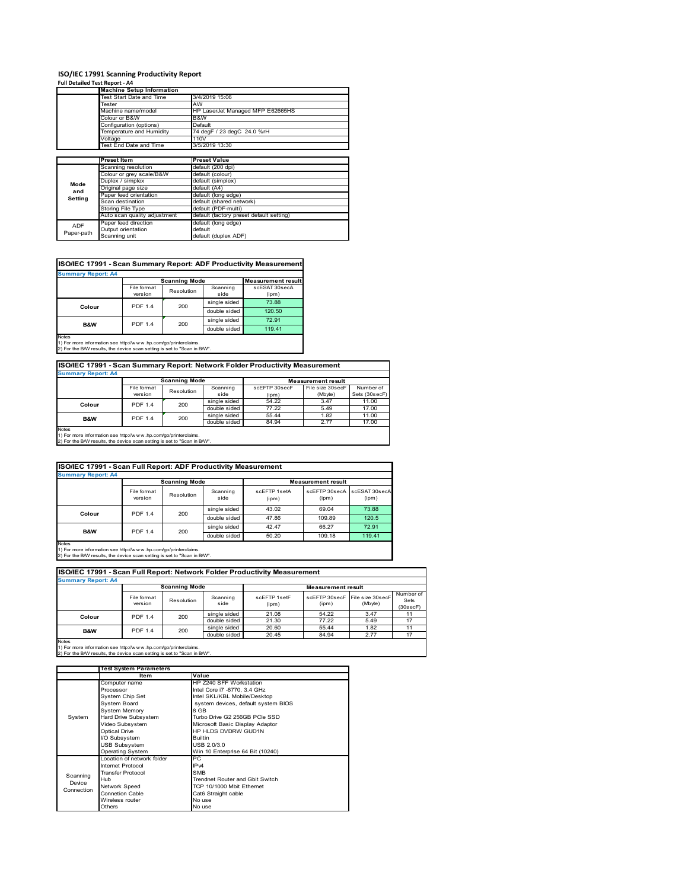# ISO/IEC 17991 Scanning Productivity Report

**Full Detailed Test Report - A4**

| | Machine Setup Information | |
|---|---|---|
| | Test Start Date and Time | 3/4/2019 15:06 |
| | Tester | AW |
| | Machine name/model | HP LaserJet Managed MFP E62665HS |
| | Colour or B&W | B&W |
| | Configuration (options) | Default |
| | Temperature and Humidity | 74 degF / 23 degC 24.0 %rH |
| | Voltage | 110V |
| | Test End Date and Time | 3/5/2019 13:30 |

| | Preset Item | Preset Value |
|---|---|---|
| Mode and Setting | Scanning resolution | default (200 dpi) |
| | Colour or grey scale/B&W | default (colour) |
| | Duplex / simplex | default (simplex) |
| | Original page size | default (A4) |
| | Paper feed orientation | default (long edge) |
| | Scan destination | default (shared network) |
| | Storing File Type | default (PDF-multi) |
| | Auto scan quality adjustment | default (factory preset default setting) |
| ADF Paper-path | Paper feed direction | default (long edge) |
| | Output orientation | default |
| | Scanning unit | default (duplex ADF) |

## ISO/IEC 17991 - Scan Summary Report: ADF Productivity Measurement

**Summary Report: A4**

| | Scanning Mode | | | Measurement result |
|---|---|---|---|---|
| | File format version | Resolution | Scanning side | scESAT 30secA (ipm) |
| Colour | PDF 1.4 | 200 | single sided | 73.88 |
| | | | double sided | 120.50 |
| B&W | PDF 1.4 | 200 | single sided | 72.91 |
| | | | double sided | 119.41 |

Notes
1) For more information see http://www.hp.com/go/printerclaims.
2) For the B/W results, the device scan setting is set to "Scan in B/W".

## ISO/IEC 17991 - Scan Summary Report: Network Folder Productivity Measurement

**Summary Report: A4**

| | Scanning Mode | | | Measurement result | | |
|---|---|---|---|---|---|---|
| | File format version | Resolution | Scanning side | scEFTP 30secF (ipm) | File size 30secF (Mbyte) | Number of Sets (30secF) |
| Colour | PDF 1.4 | 200 | single sided | 54.22 | 3.47 | 11.00 |
| | | | double sided | 77.22 | 5.49 | 17.00 |
| B&W | PDF 1.4 | 200 | single sided | 55.44 | 1.82 | 11.00 |
| | | | double sided | 84.94 | 2.77 | 17.00 |

Notes
1) For more information see http://www.hp.com/go/printerclaims.
2) For the B/W results, the device scan setting is set to "Scan in B/W".

## ISO/IEC 17991 - Scan Full Report: ADF Productivity Measurement

**Summary Report: A4**

| | Scanning Mode | | | Measurement result | | |
|---|---|---|---|---|---|---|
| | File format version | Resolution | Scanning side | scEFTP 1setA (ipm) | scEFTP 30secA (ipm) | scESAT 30secA (ipm) |
| Colour | PDF 1.4 | 200 | single sided | 43.02 | 69.04 | 73.88 |
| | | | double sided | 47.86 | 109.89 | 120.5 |
| B&W | PDF 1.4 | 200 | single sided | 42.47 | 66.27 | 72.91 |
| | | | double sided | 50.20 | 109.18 | 119.41 |

Notes
1) For more information see http://www.hp.com/go/printerclaims.
2) For the B/W results, the device scan setting is set to "Scan in B/W".

## ISO/IEC 17991 - Scan Full Report: Network Folder Productivity Measurement

**Summary Report: A4**

| | Scanning Mode | | | Measurement result | | | |
|---|---|---|---|---|---|---|---|
| | File format version | Resolution | Scanning side | scEFTP 1setF (ipm) | scEFTP 30secF (ipm) | File size 30secF (Mbyte) | Number of Sets (30secF) |
| Colour | PDF 1.4 | 200 | single sided | 21.08 | 54.22 | 3.47 | 11 |
| | | | double sided | 21.30 | 77.22 | 5.49 | 17 |
| B&W | PDF 1.4 | 200 | single sided | 20.60 | 55.44 | 1.82 | 11 |
| | | | double sided | 20.45 | 84.94 | 2.77 | 17 |

Notes
1) For more information see http://www.hp.com/go/printerclaims.
2) For the B/W results, the device scan setting is set to "Scan in B/W".

| | Test System Parameters | |
|---|---|---|
| | Item | Value |
| System | Computer name | HP Z240 SFF Workstation |
| | Processor | Intel Core i7 -6770, 3.4 GHz |
| | System Chip Set | Intel SKL/KBL Mobile/Desktop |
| | System Board | system devices, default system BIOS |
| | System Memory | 8 GB |
| | Hard Drive Subsystem | Turbo Drive G2 256GB PCIe SSD |
| | Video Subsystem | Microsoft Basic Display Adaptor |
| | Optical Drive | HP HLDS DVDRW GUD1N |
| | I/O Subsystem | Builtin |
| | USB Subsystem | USB 2.0/3.0 |
| | Operating System | Win 10 Enterprise 64 Bit (10240) |
| Scanning Device Connection | Location of network folder | PC |
| | Internet Protocol | IPv4 |
| | Transfer Protocol | SMB |
| | Hub | Trendnet Router and Gbit Switch |
| | Network Speed | TCP 10/1000 Mbit Ethernet |
| | Connetion Cable | Cat6 Straight cable |
| | Wireless router | No use |
| | Others | No use |